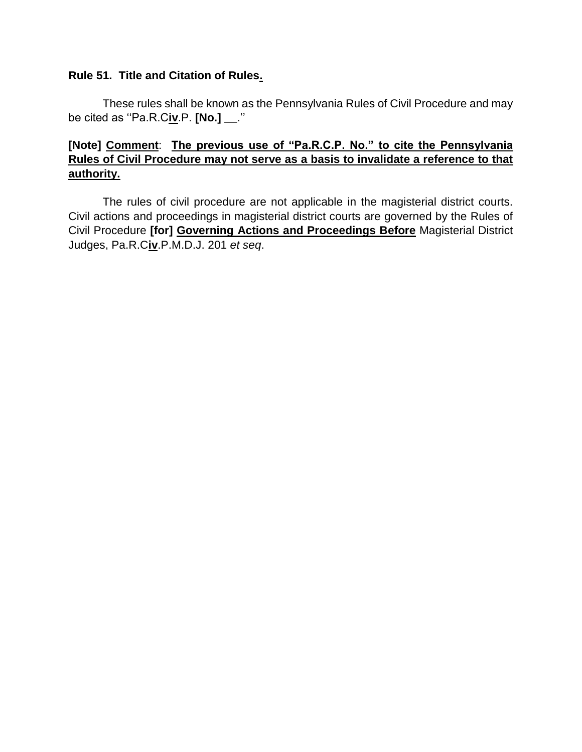**Rule 51. Title and Citation of Rules<u>.</u>**

These rules shall be known as the Pennsylvania Rules of Civil Procedure and may be cited as ''Pa.R.C<u>**iv**</u>.P. **[No.]** __.''

**[Note]** <u>**Comment**</u>: <u>**The previous use of "Pa.R.C.P. No." to cite the Pennsylvania Rules of Civil Procedure may not serve as a basis to invalidate a reference to that authority.**</u>

The rules of civil procedure are not applicable in the magisterial district courts. Civil actions and proceedings in magisterial district courts are governed by the Rules of Civil Procedure **[for]** <u>**Governing Actions and Proceedings Before**</u> Magisterial District Judges, Pa.R.C<u>**iv**</u>.P.M.D.J. 201 *et seq*.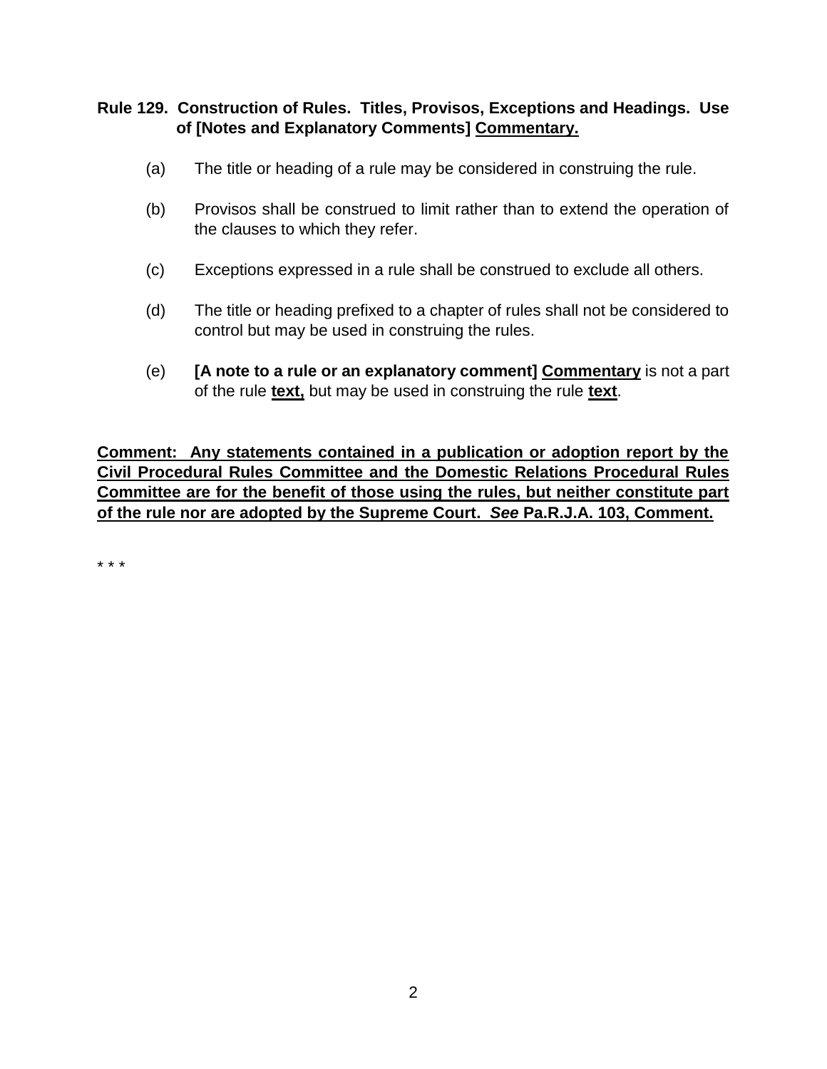**Rule 129. Construction of Rules. Titles, Provisos, Exceptions and Headings. Use of [Notes and Explanatory Comments] <u>Commentary.</u>**

(a) The title or heading of a rule may be considered in construing the rule.

(b) Provisos shall be construed to limit rather than to extend the operation of the clauses to which they refer.

(c) Exceptions expressed in a rule shall be construed to exclude all others.

(d) The title or heading prefixed to a chapter of rules shall not be considered to control but may be used in construing the rules.

(e) **[A note to a rule or an explanatory comment]** <u>**Commentary**</u> is not a part of the rule <u>**text,**</u> but may be used in construing the rule <u>**text**</u>.

<u>**Comment: Any statements contained in a publication or adoption report by the Civil Procedural Rules Committee and the Domestic Relations Procedural Rules Committee are for the benefit of those using the rules, but neither constitute part of the rule nor are adopted by the Supreme Court. *See* Pa.R.J.A. 103, Comment.**</u>

* * *